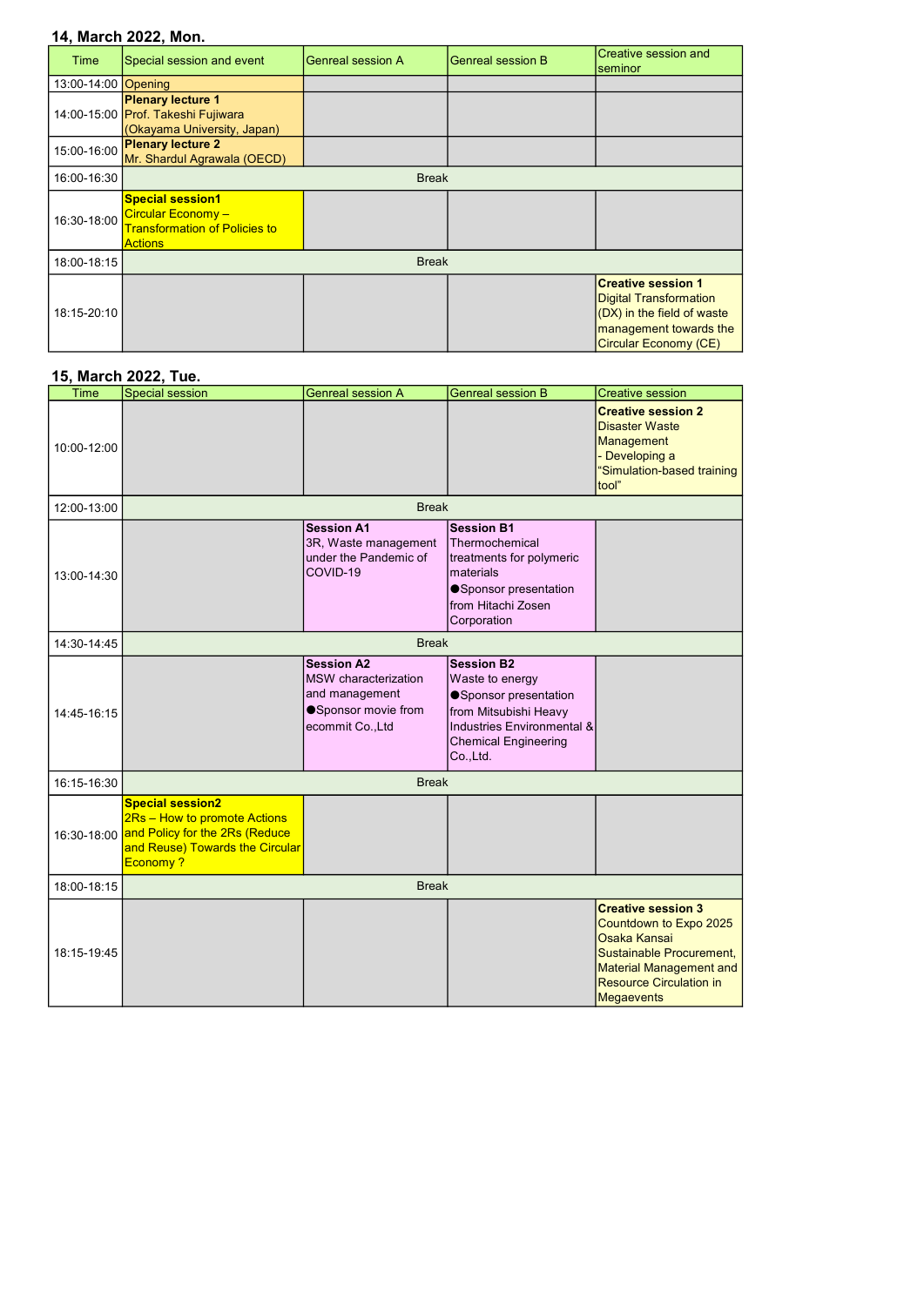## 14, March 2022, Mon.

| Time | Special session and event | Genreal session A | Genreal session B | Creative session and seminor |
|---|---|---|---|---|
| 13:00-14:00 | Opening | | | |
| 14:00-15:00 | **Plenary lecture 1** Prof. Takeshi Fujiwara (Okayama University, Japan) | | | |
| 15:00-16:00 | **Plenary lecture 2** Mr. Shardul Agrawala (OECD) | | | |
| 16:00-16:30 | Break | | | |
| 16:30-18:00 | **Special session1** Circular Economy – Transformation of Policies to Actions | | | |
| 18:00-18:15 | Break | | | |
| 18:15-20:10 | | | | **Creative session 1** Digital Transformation (DX) in the field of waste management towards the Circular Economy (CE) |

## 15, March 2022, Tue.

| Time | Special session | Genreal session A | Genreal session B | Creative session |
|---|---|---|---|---|
| 10:00-12:00 | | | | **Creative session 2** Disaster Waste Management - Developing a “Simulation-based training tool” |
| 12:00-13:00 | Break | | | |
| 13:00-14:30 | | **Session A1** 3R, Waste management under the Pandemic of COVID-19 | **Session B1** Thermochemical treatments for polymeric materials ●Sponsor presentation from Hitachi Zosen Corporation | |
| 14:30-14:45 | Break | | | |
| 14:45-16:15 | | **Session A2** MSW characterization and management ●Sponsor movie from ecommit Co.,Ltd | **Session B2** Waste to energy ●Sponsor presentation from Mitsubishi Heavy Industries Environmental & Chemical Engineering Co.,Ltd. | |
| 16:15-16:30 | Break | | | |
| 16:30-18:00 | **Special session2** 2Rs – How to promote Actions and Policy for the 2Rs (Reduce and Reuse) Towards the Circular Economy ? | | | |
| 18:00-18:15 | Break | | | |
| 18:15-19:45 | | | | **Creative session 3** Countdown to Expo 2025 Osaka Kansai Sustainable Procurement, Material Management and Resource Circulation in Megaevents |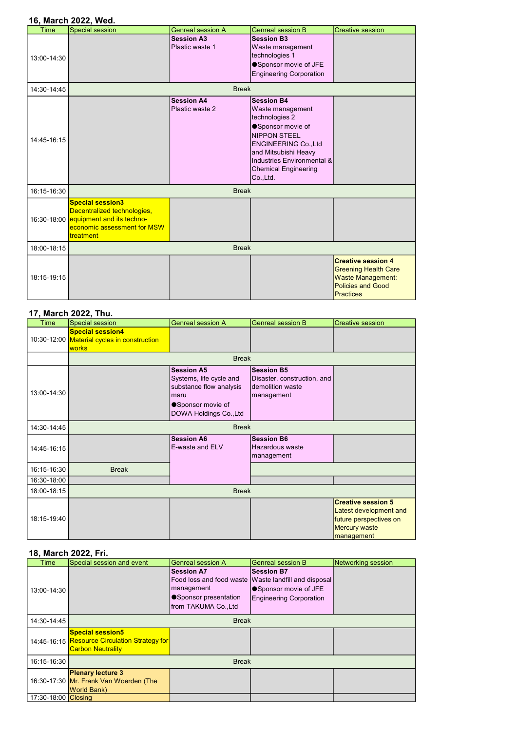## 16, March 2022, Wed.

| Time | Special session | Genreal session A | Genreal session B | Creative session |
|---|---|---|---|---|
| 13:00-14:30 | | **Session A3** Plastic waste 1 | **Session B3** Waste management technologies 1 ●Sponsor movie of JFE Engineering Corporation | |
| 14:30-14:45 | Break | | | |
| 14:45-16:15 | | **Session A4** Plastic waste 2 | **Session B4** Waste management technologies 2 ●Sponsor movie of NIPPON STEEL ENGINEERING Co.,Ltd and Mitsubishi Heavy Industries Environmental & Chemical Engineering Co.,Ltd. | |
| 16:15-16:30 | Break | | | |
| 16:30-18:00 | **Special session3** Decentralized technologies, equipment and its techno-economic assessment for MSW treatment | | | |
| 18:00-18:15 | Break | | | |
| 18:15-19:15 | | | | **Creative session 4** Greening Health Care Waste Management: Policies and Good Practices |

## 17, March 2022, Thu.

| Time | Special session | Genreal session A | Genreal session B | Creative session |
|---|---|---|---|---|
| 10:30-12:00 | **Special session4** Material cycles in construction works | | | |
| | Break | | | |
| 13:00-14:30 | | **Session A5** Systems, life cycle and substance flow analysis maru ●Sponsor movie of DOWA Holdings Co.,Ltd | **Session B5** Disaster, construction, and demolition waste management | |
| 14:30-14:45 | Break | | | |
| 14:45-16:15 | | **Session A6** E-waste and ELV | **Session B6** Hazardous waste management | |
| 16:15-16:30 | Break | | | |
| 16:30-18:00 | | | | |
| 18:00-18:15 | Break | | | |
| 18:15-19:40 | | | | **Creative session 5** Latest development and future perspectives on Mercury waste management |

## 18, March 2022, Fri.

| Time | Special session and event | Genreal session A | Genreal session B | Networking session |
|---|---|---|---|---|
| 13:00-14:30 | | **Session A7** Food loss and food waste management ●Sponsor presentation from TAKUMA Co.,Ltd | **Session B7** Waste landfill and disposal ●Sponsor movie of JFE Engineering Corporation | |
| 14:30-14:45 | Break | | | |
| 14:45-16:15 | **Special session5** Resource Circulation Strategy for Carbon Neutrality | | | |
| 16:15-16:30 | Break | | | |
| 16:30-17:30 | **Plenary lecture 3** Mr. Frank Van Woerden (The World Bank) | | | |
| 17:30-18:00 | Closing | | | |